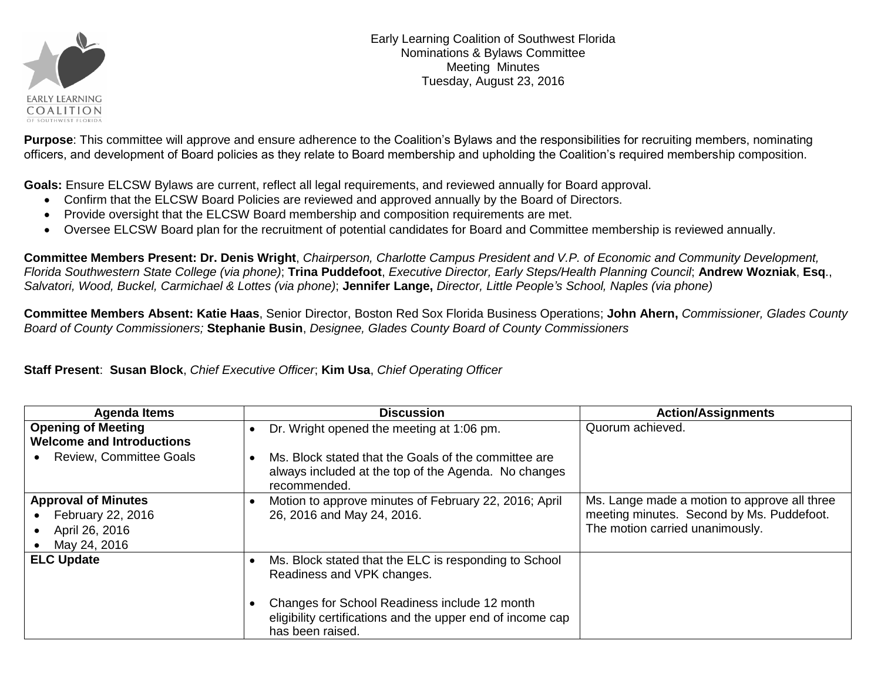Early Learning Coalition of Southwest Florida
Nominations & Bylaws Committee
Meeting Minutes
Tuesday, August 23, 2016

**Purpose**: This committee will approve and ensure adherence to the Coalition's Bylaws and the responsibilities for recruiting members, nominating officers, and development of Board policies as they relate to Board membership and upholding the Coalition's required membership composition.

**Goals:** Ensure ELCSW Bylaws are current, reflect all legal requirements, and reviewed annually for Board approval.

- Confirm that the ELCSW Board Policies are reviewed and approved annually by the Board of Directors.
- Provide oversight that the ELCSW Board membership and composition requirements are met.
- Oversee ELCSW Board plan for the recruitment of potential candidates for Board and Committee membership is reviewed annually.

**Committee Members Present: Dr. Denis Wright**, *Chairperson, Charlotte Campus President and V.P. of Economic and Community Development, Florida Southwestern State College (via phone)*; **Trina Puddefoot**, *Executive Director, Early Steps/Health Planning Council*; **Andrew Wozniak**, **Esq**., *Salvatori, Wood, Buckel, Carmichael & Lottes (via phone)*; **Jennifer Lange,** *Director, Little People's School, Naples (via phone)*

**Committee Members Absent: Katie Haas**, Senior Director, Boston Red Sox Florida Business Operations; **John Ahern,** *Commissioner, Glades County Board of County Commissioners;* **Stephanie Busin**, *Designee, Glades County Board of County Commissioners*

**Staff Present**: **Susan Block**, *Chief Executive Officer*; **Kim Usa**, *Chief Operating Officer*

| Agenda Items | Discussion | Action/Assignments |
|---|---|---|
| **Opening of Meeting**<br>**Welcome and Introductions**<br>• Review, Committee Goals | • Dr. Wright opened the meeting at 1:06 pm.<br>• Ms. Block stated that the Goals of the committee are always included at the top of the Agenda. No changes recommended. | Quorum achieved. |
| **Approval of Minutes**<br>• February 22, 2016<br>• April 26, 2016<br>• May 24, 2016 | • Motion to approve minutes of February 22, 2016; April 26, 2016 and May 24, 2016. | Ms. Lange made a motion to approve all three meeting minutes. Second by Ms. Puddefoot. The motion carried unanimously. |
| **ELC Update** | • Ms. Block stated that the ELC is responding to School Readiness and VPK changes.<br>• Changes for School Readiness include 12 month eligibility certifications and the upper end of income cap has been raised. | |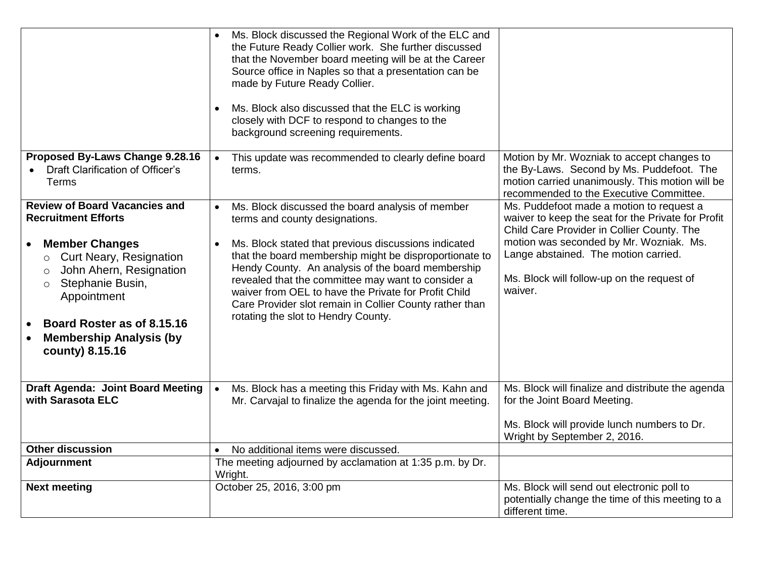| | | |
|---|---|---|
| | • Ms. Block discussed the Regional Work of the ELC and the Future Ready Collier work. She further discussed that the November board meeting will be at the Career Source office in Naples so that a presentation can be made by Future Ready Collier.<br><br>• Ms. Block also discussed that the ELC is working closely with DCF to respond to changes to the background screening requirements. | |
| **Proposed By-Laws Change 9.28.16**<br>• Draft Clarification of Officer's Terms | • This update was recommended to clearly define board terms. | Motion by Mr. Wozniak to accept changes to the By-Laws. Second by Ms. Puddefoot. The motion carried unanimously. This motion will be recommended to the Executive Committee. |
| **Review of Board Vacancies and Recruitment Efforts**<br><br>• **Member Changes**<br>  ○ Curt Neary, Resignation<br>  ○ John Ahern, Resignation<br>  ○ Stephanie Busin, Appointment<br><br>• **Board Roster as of 8.15.16**<br>• **Membership Analysis (by county) 8.15.16** | • Ms. Block discussed the board analysis of member terms and county designations.<br><br>• Ms. Block stated that previous discussions indicated that the board membership might be disproportionate to Hendy County. An analysis of the board membership revealed that the committee may want to consider a waiver from OEL to have the Private for Profit Child Care Provider slot remain in Collier County rather than rotating the slot to Hendry County. | Ms. Puddefoot made a motion to request a waiver to keep the seat for the Private for Profit Child Care Provider in Collier County. The motion was seconded by Mr. Wozniak. Ms. Lange abstained. The motion carried.<br><br>Ms. Block will follow-up on the request of waiver. |
| **Draft Agenda: Joint Board Meeting with Sarasota ELC** | • Ms. Block has a meeting this Friday with Ms. Kahn and Mr. Carvajal to finalize the agenda for the joint meeting. | Ms. Block will finalize and distribute the agenda for the Joint Board Meeting.<br><br>Ms. Block will provide lunch numbers to Dr. Wright by September 2, 2016. |
| **Other discussion** | • No additional items were discussed. | |
| **Adjournment** | The meeting adjourned by acclamation at 1:35 p.m. by Dr. Wright. | |
| **Next meeting** | October 25, 2016, 3:00 pm | Ms. Block will send out electronic poll to potentially change the time of this meeting to a different time. |